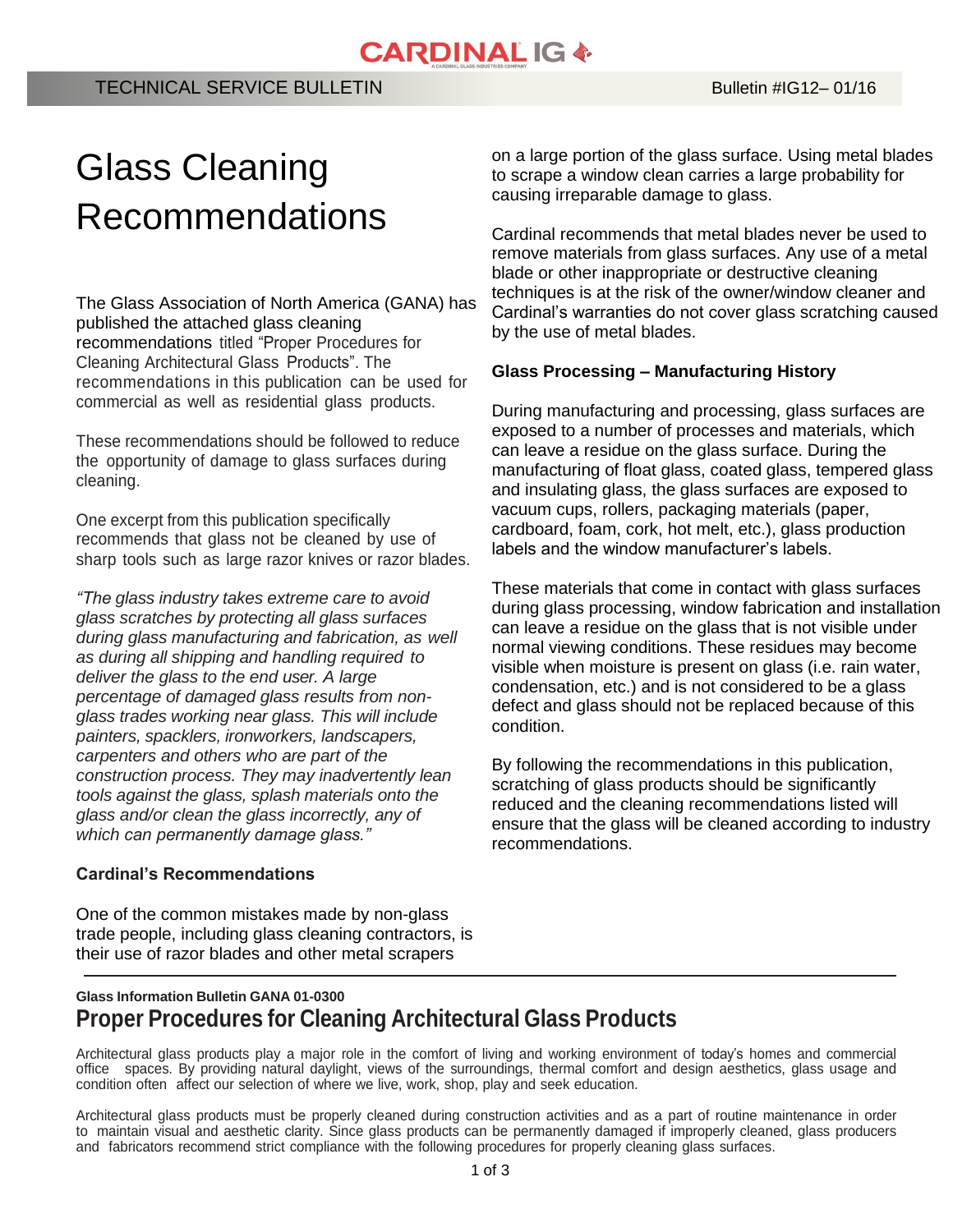CARDINAL IG

TECHNICAL SERVICE BULLETIN Bulletin #IG12– 01/16

# Glass Cleaning Recommendations

The Glass Association of North America (GANA) has published the attached glass cleaning recommendations titled "Proper Procedures for Cleaning Architectural Glass Products". The recommendations in this publication can be used for commercial as well as residential glass products.

These recommendations should be followed to reduce the opportunity of damage to glass surfaces during cleaning.

One excerpt from this publication specifically recommends that glass not be cleaned by use of sharp tools such as large razor knives or razor blades.

*"The glass industry takes extreme care to avoid glass scratches by protecting all glass surfaces during glass manufacturing and fabrication, as well as during all shipping and handling required to deliver the glass to the end user. A large percentage of damaged glass results from non-glass trades working near glass. This will include painters, spacklers, ironworkers, landscapers, carpenters and others who are part of the construction process. They may inadvertently lean tools against the glass, splash materials onto the glass and/or clean the glass incorrectly, any of which can permanently damage glass."*

### Cardinal's Recommendations

One of the common mistakes made by non-glass trade people, including glass cleaning contractors, is their use of razor blades and other metal scrapers on a large portion of the glass surface. Using metal blades to scrape a window clean carries a large probability for causing irreparable damage to glass.

Cardinal recommends that metal blades never be used to remove materials from glass surfaces. Any use of a metal blade or other inappropriate or destructive cleaning techniques is at the risk of the owner/window cleaner and Cardinal's warranties do not cover glass scratching caused by the use of metal blades.

### Glass Processing – Manufacturing History

During manufacturing and processing, glass surfaces are exposed to a number of processes and materials, which can leave a residue on the glass surface. During the manufacturing of float glass, coated glass, tempered glass and insulating glass, the glass surfaces are exposed to vacuum cups, rollers, packaging materials (paper, cardboard, foam, cork, hot melt, etc.), glass production labels and the window manufacturer's labels.

These materials that come in contact with glass surfaces during glass processing, window fabrication and installation can leave a residue on the glass that is not visible under normal viewing conditions. These residues may become visible when moisture is present on glass (i.e. rain water, condensation, etc.) and is not considered to be a glass defect and glass should not be replaced because of this condition.

By following the recommendations in this publication, scratching of glass products should be significantly reduced and the cleaning recommendations listed will ensure that the glass will be cleaned according to industry recommendations.

---

**Glass Information Bulletin GANA 01-0300**

## Proper Procedures for Cleaning Architectural Glass Products

Architectural glass products play a major role in the comfort of living and working environment of today's homes and commercial office spaces. By providing natural daylight, views of the surroundings, thermal comfort and design aesthetics, glass usage and condition often affect our selection of where we live, work, shop, play and seek education.

Architectural glass products must be properly cleaned during construction activities and as a part of routine maintenance in order to maintain visual and aesthetic clarity. Since glass products can be permanently damaged if improperly cleaned, glass producers and fabricators recommend strict compliance with the following procedures for properly cleaning glass surfaces.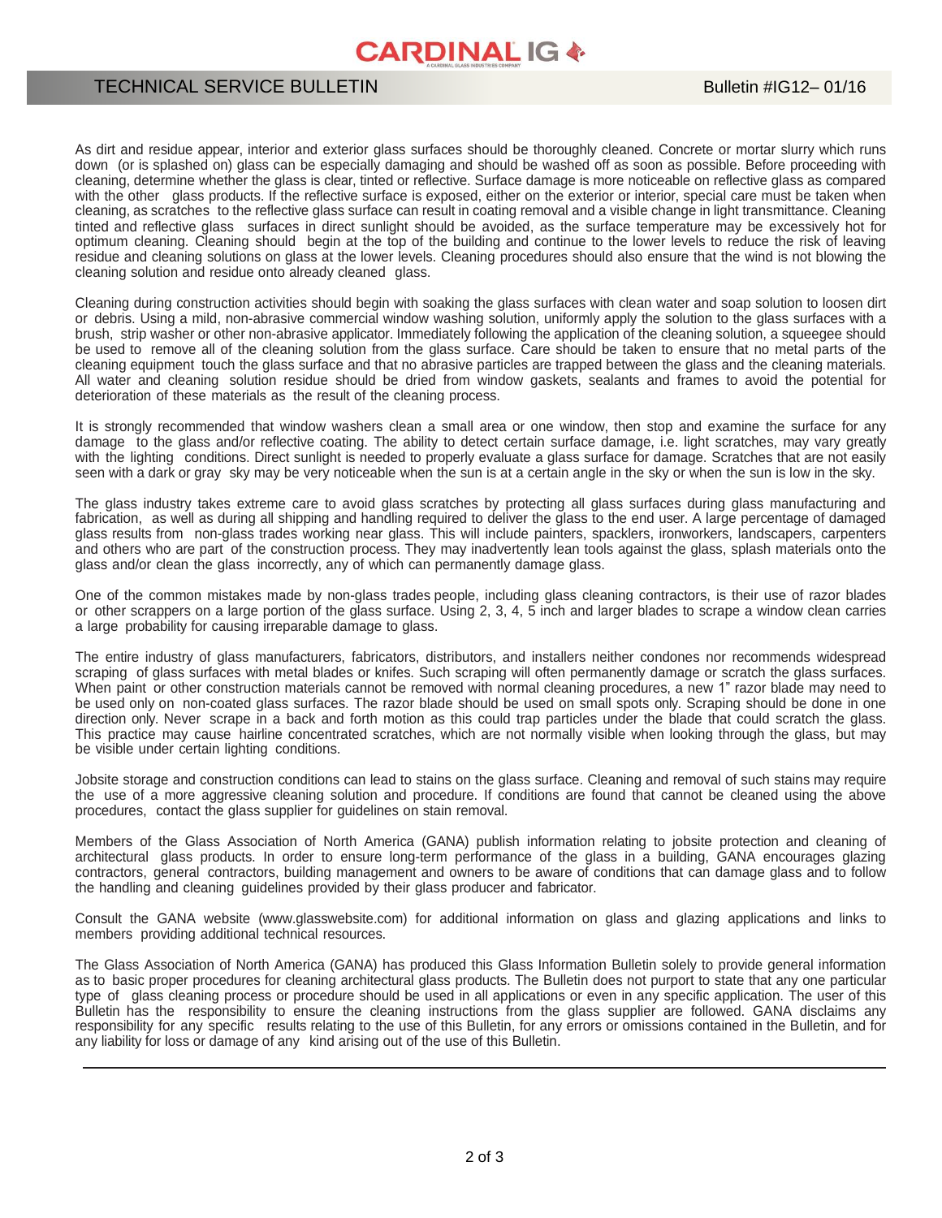As dirt and residue appear, interior and exterior glass surfaces should be thoroughly cleaned. Concrete or mortar slurry which runs down (or is splashed on) glass can be especially damaging and should be washed off as soon as possible. Before proceeding with cleaning, determine whether the glass is clear, tinted or reflective. Surface damage is more noticeable on reflective glass as compared with the other glass products. If the reflective surface is exposed, either on the exterior or interior, special care must be taken when cleaning, as scratches to the reflective glass surface can result in coating removal and a visible change in light transmittance. Cleaning tinted and reflective glass surfaces in direct sunlight should be avoided, as the surface temperature may be excessively hot for optimum cleaning. Cleaning should begin at the top of the building and continue to the lower levels to reduce the risk of leaving residue and cleaning solutions on glass at the lower levels. Cleaning procedures should also ensure that the wind is not blowing the cleaning solution and residue onto already cleaned glass.

Cleaning during construction activities should begin with soaking the glass surfaces with clean water and soap solution to loosen dirt or debris. Using a mild, non-abrasive commercial window washing solution, uniformly apply the solution to the glass surfaces with a brush, strip washer or other non-abrasive applicator. Immediately following the application of the cleaning solution, a squeegee should be used to remove all of the cleaning solution from the glass surface. Care should be taken to ensure that no metal parts of the cleaning equipment touch the glass surface and that no abrasive particles are trapped between the glass and the cleaning materials. All water and cleaning solution residue should be dried from window gaskets, sealants and frames to avoid the potential for deterioration of these materials as the result of the cleaning process.

It is strongly recommended that window washers clean a small area or one window, then stop and examine the surface for any damage to the glass and/or reflective coating. The ability to detect certain surface damage, i.e. light scratches, may vary greatly with the lighting conditions. Direct sunlight is needed to properly evaluate a glass surface for damage. Scratches that are not easily seen with a dark or gray sky may be very noticeable when the sun is at a certain angle in the sky or when the sun is low in the sky.

The glass industry takes extreme care to avoid glass scratches by protecting all glass surfaces during glass manufacturing and fabrication, as well as during all shipping and handling required to deliver the glass to the end user. A large percentage of damaged glass results from non-glass trades working near glass. This will include painters, spacklers, ironworkers, landscapers, carpenters and others who are part of the construction process. They may inadvertently lean tools against the glass, splash materials onto the glass and/or clean the glass incorrectly, any of which can permanently damage glass.

One of the common mistakes made by non-glass trades people, including glass cleaning contractors, is their use of razor blades or other scrappers on a large portion of the glass surface. Using 2, 3, 4, 5 inch and larger blades to scrape a window clean carries a large probability for causing irreparable damage to glass.

The entire industry of glass manufacturers, fabricators, distributors, and installers neither condones nor recommends widespread scraping of glass surfaces with metal blades or knifes. Such scraping will often permanently damage or scratch the glass surfaces. When paint or other construction materials cannot be removed with normal cleaning procedures, a new 1" razor blade may need to be used only on non-coated glass surfaces. The razor blade should be used on small spots only. Scraping should be done in one direction only. Never scrape in a back and forth motion as this could trap particles under the blade that could scratch the glass. This practice may cause hairline concentrated scratches, which are not normally visible when looking through the glass, but may be visible under certain lighting conditions.

Jobsite storage and construction conditions can lead to stains on the glass surface. Cleaning and removal of such stains may require the use of a more aggressive cleaning solution and procedure. If conditions are found that cannot be cleaned using the above procedures, contact the glass supplier for guidelines on stain removal.

Members of the Glass Association of North America (GANA) publish information relating to jobsite protection and cleaning of architectural glass products. In order to ensure long-term performance of the glass in a building, GANA encourages glazing contractors, general contractors, building management and owners to be aware of conditions that can damage glass and to follow the handling and cleaning guidelines provided by their glass producer and fabricator.

Consult the GANA website (www.glasswebsite.com) for additional information on glass and glazing applications and links to members providing additional technical resources.

The Glass Association of North America (GANA) has produced this Glass Information Bulletin solely to provide general information as to basic proper procedures for cleaning architectural glass products. The Bulletin does not purport to state that any one particular type of glass cleaning process or procedure should be used in all applications or even in any specific application. The user of this Bulletin has the responsibility to ensure the cleaning instructions from the glass supplier are followed. GANA disclaims any responsibility for any specific results relating to the use of this Bulletin, for any errors or omissions contained in the Bulletin, and for any liability for loss or damage of any kind arising out of the use of this Bulletin.

---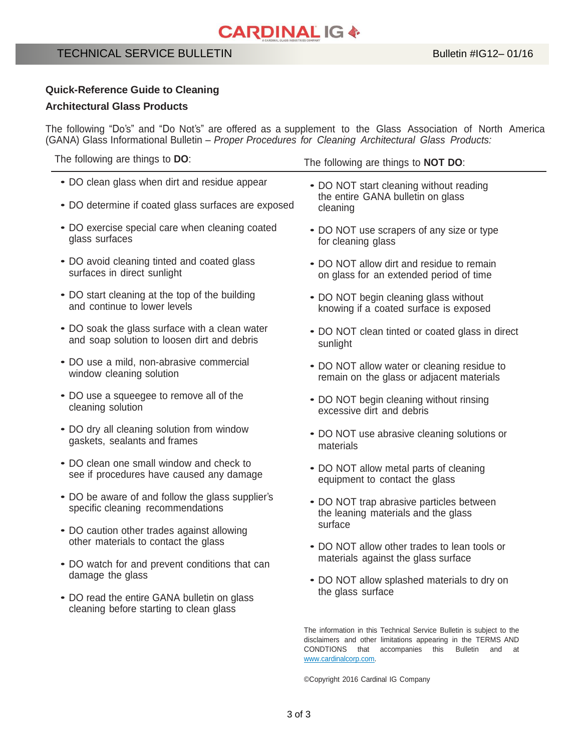TECHNICAL SERVICE BULLETIN — Bulletin #IG12– 01/16

### Quick-Reference Guide to Cleaning Architectural Glass Products

The following "Do's" and "Do Not's" are offered as a supplement to the Glass Association of North America (GANA) Glass Informational Bulletin – *Proper Procedures for Cleaning Architectural Glass Products:*

The following are things to **DO**:

- DO clean glass when dirt and residue appear
- DO determine if coated glass surfaces are exposed
- DO exercise special care when cleaning coated glass surfaces
- DO avoid cleaning tinted and coated glass surfaces in direct sunlight
- DO start cleaning at the top of the building and continue to lower levels
- DO soak the glass surface with a clean water and soap solution to loosen dirt and debris
- DO use a mild, non-abrasive commercial window cleaning solution
- DO use a squeegee to remove all of the cleaning solution
- DO dry all cleaning solution from window gaskets, sealants and frames
- DO clean one small window and check to see if procedures have caused any damage
- DO be aware of and follow the glass supplier's specific cleaning recommendations
- DO caution other trades against allowing other materials to contact the glass
- DO watch for and prevent conditions that can damage the glass
- DO read the entire GANA bulletin on glass cleaning before starting to clean glass

The following are things to **NOT DO**:

- DO NOT start cleaning without reading the entire GANA bulletin on glass cleaning
- DO NOT use scrapers of any size or type for cleaning glass
- DO NOT allow dirt and residue to remain on glass for an extended period of time
- DO NOT begin cleaning glass without knowing if a coated surface is exposed
- DO NOT clean tinted or coated glass in direct sunlight
- DO NOT allow water or cleaning residue to remain on the glass or adjacent materials
- DO NOT begin cleaning without rinsing excessive dirt and debris
- DO NOT use abrasive cleaning solutions or materials
- DO NOT allow metal parts of cleaning equipment to contact the glass
- DO NOT trap abrasive particles between the leaning materials and the glass surface
- DO NOT allow other trades to lean tools or materials against the glass surface
- DO NOT allow splashed materials to dry on the glass surface

The information in this Technical Service Bulletin is subject to the disclaimers and other limitations appearing in the TERMS AND CONDTIONS that accompanies this Bulletin and at www.cardinalcorp.com.

©Copyright 2016 Cardinal IG Company